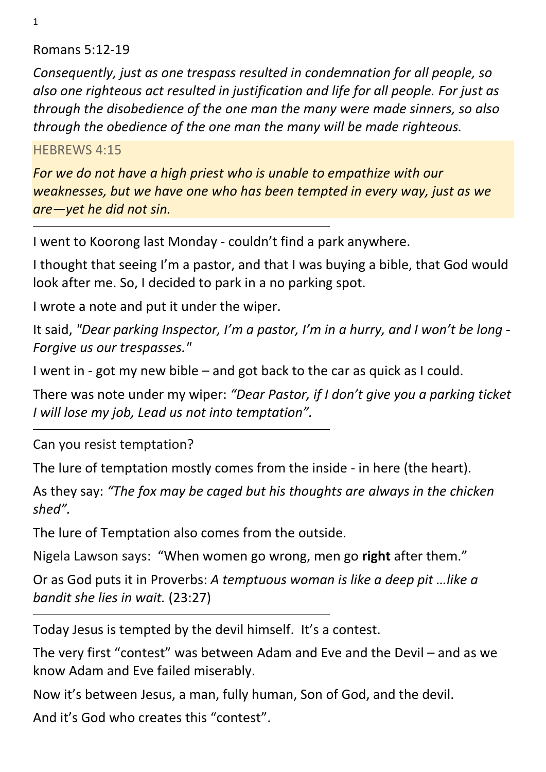Romans 5:12-19

*Consequently, just as one trespass resulted in condemnation for all people, so also one righteous act resulted in justification and life for all people. For just as through the disobedience of the one man the many were made sinners, so also through the obedience of the one man the many will be made righteous.*

HEBREWS 4:15

*For we do not have a high priest who is unable to empathize with our weaknesses, but we have one who has been tempted in every way, just as we are—yet he did not sin.*

---

I went to Koorong last Monday - couldn't find a park anywhere.

I thought that seeing I'm a pastor, and that I was buying a bible, that God would look after me. So, I decided to park in a no parking spot.

I wrote a note and put it under the wiper.

It said, *"Dear parking Inspector, I'm a pastor, I'm in a hurry, and I won't be long - Forgive us our trespasses."*

I went in - got my new bible – and got back to the car as quick as I could.

There was note under my wiper: *"Dear Pastor, if I don't give you a parking ticket I will lose my job, Lead us not into temptation".*

---

Can you resist temptation?

The lure of temptation mostly comes from the inside - in here (the heart).

As they say: *"The fox may be caged but his thoughts are always in the chicken shed".*

The lure of Temptation also comes from the outside.

Nigela Lawson says: "When women go wrong, men go **right** after them."

Or as God puts it in Proverbs: *A temptuous woman is like a deep pit …like a bandit she lies in wait.* (23:27)

---

Today Jesus is tempted by the devil himself. It's a contest.

The very first "contest" was between Adam and Eve and the Devil – and as we know Adam and Eve failed miserably.

Now it's between Jesus, a man, fully human, Son of God, and the devil.

And it's God who creates this "contest".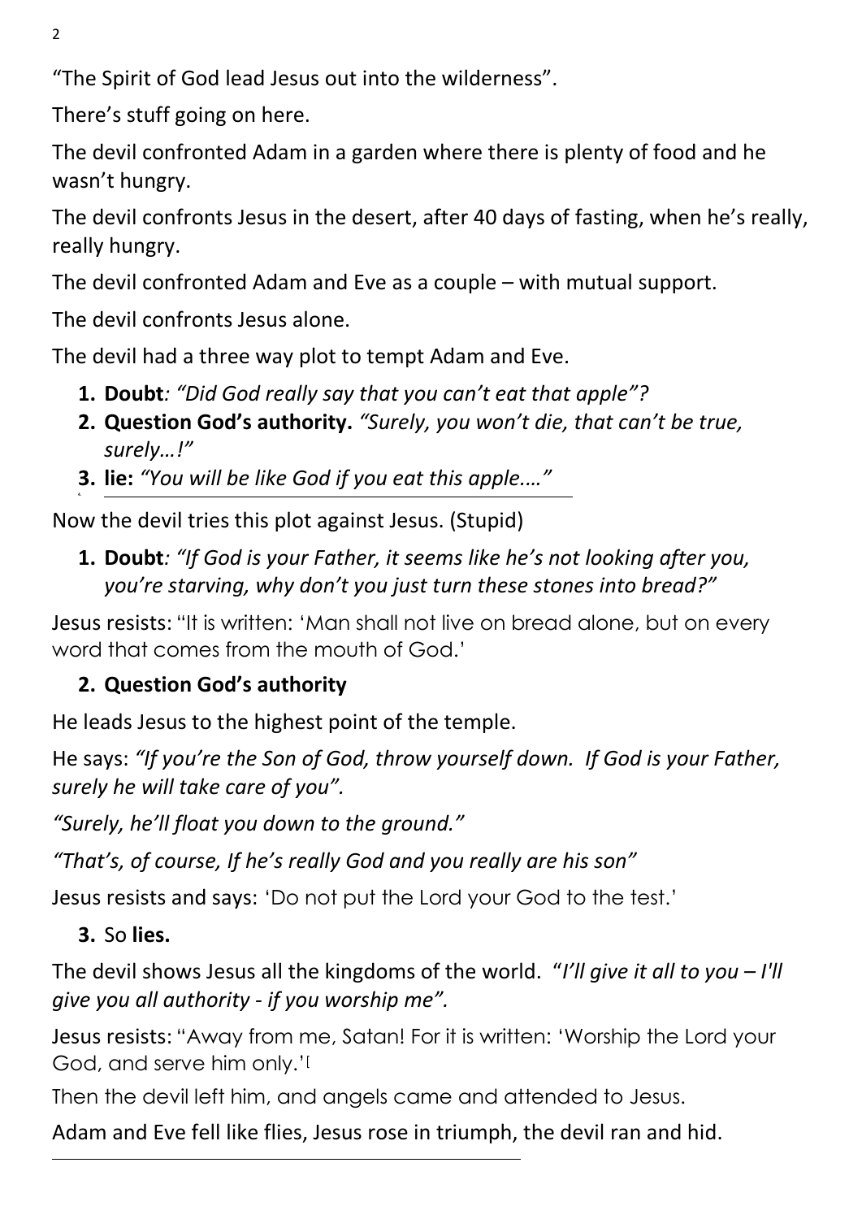"The Spirit of God lead Jesus out into the wilderness".

There's stuff going on here.

The devil confronted Adam in a garden where there is plenty of food and he wasn't hungry.

The devil confronts Jesus in the desert, after 40 days of fasting, when he's really, really hungry.

The devil confronted Adam and Eve as a couple – with mutual support.

The devil confronts Jesus alone.

The devil had a three way plot to tempt Adam and Eve.

1. **Doubt***: "Did God really say that you can't eat that apple"?*
2. **Question God's authority.** *"Surely, you won't die, that can't be true, surely…!"*
3. **lie:** *"You will be like God if you eat this apple.…"*

---

Now the devil tries this plot against Jesus. (Stupid)

1. **Doubt***: "If God is your Father, it seems like he's not looking after you, you're starving, why don't you just turn these stones into bread?"*

Jesus resists: "It is written: 'Man shall not live on bread alone, but on every word that comes from the mouth of God.'

2. **Question God's authority**

He leads Jesus to the highest point of the temple.

He says: *"If you're the Son of God, throw yourself down. If God is your Father, surely he will take care of you".*

*"Surely, he'll float you down to the ground."*

*"That's, of course, If he's really God and you really are his son"*

Jesus resists and says: 'Do not put the Lord your God to the test.'

3. So **lies.**

The devil shows Jesus all the kingdoms of the world. "*I'll give it all to you – I'll give you all authority - if you worship me".*

Jesus resists: "Away from me, Satan! For it is written: 'Worship the Lord your God, and serve him only.'[

Then the devil left him, and angels came and attended to Jesus.

Adam and Eve fell like flies, Jesus rose in triumph, the devil ran and hid.

---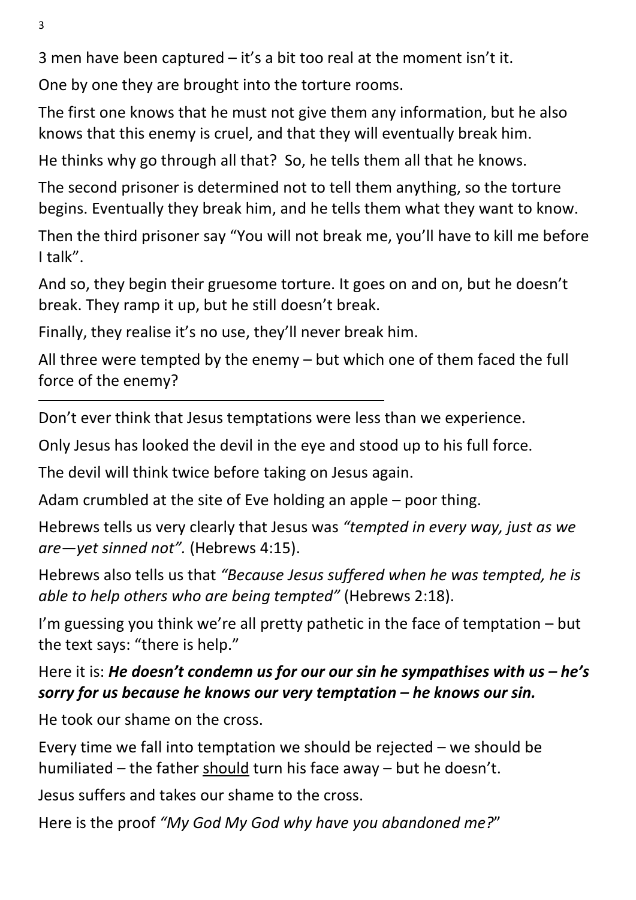3 men have been captured – it's a bit too real at the moment isn't it.

One by one they are brought into the torture rooms.

The first one knows that he must not give them any information, but he also knows that this enemy is cruel, and that they will eventually break him.

He thinks why go through all that? So, he tells them all that he knows.

The second prisoner is determined not to tell them anything, so the torture begins. Eventually they break him, and he tells them what they want to know.

Then the third prisoner say "You will not break me, you'll have to kill me before I talk".

And so, they begin their gruesome torture. It goes on and on, but he doesn't break. They ramp it up, but he still doesn't break.

Finally, they realise it's no use, they'll never break him.

All three were tempted by the enemy – but which one of them faced the full force of the enemy?

---

Don't ever think that Jesus temptations were less than we experience.

Only Jesus has looked the devil in the eye and stood up to his full force.

The devil will think twice before taking on Jesus again.

Adam crumbled at the site of Eve holding an apple – poor thing.

Hebrews tells us very clearly that Jesus was *"tempted in every way, just as we are—yet sinned not".* (Hebrews 4:15).

Hebrews also tells us that *"Because Jesus suffered when he was tempted, he is able to help others who are being tempted"* (Hebrews 2:18).

I'm guessing you think we're all pretty pathetic in the face of temptation – but the text says: "there is help."

Here it is: ***He doesn't condemn us for our our sin he sympathises with us – he's sorry for us because he knows our very temptation – he knows our sin.***

He took our shame on the cross.

Every time we fall into temptation we should be rejected – we should be humiliated – the father <u>should</u> turn his face away – but he doesn't.

Jesus suffers and takes our shame to the cross.

Here is the proof *"My God My God why have you abandoned me?*"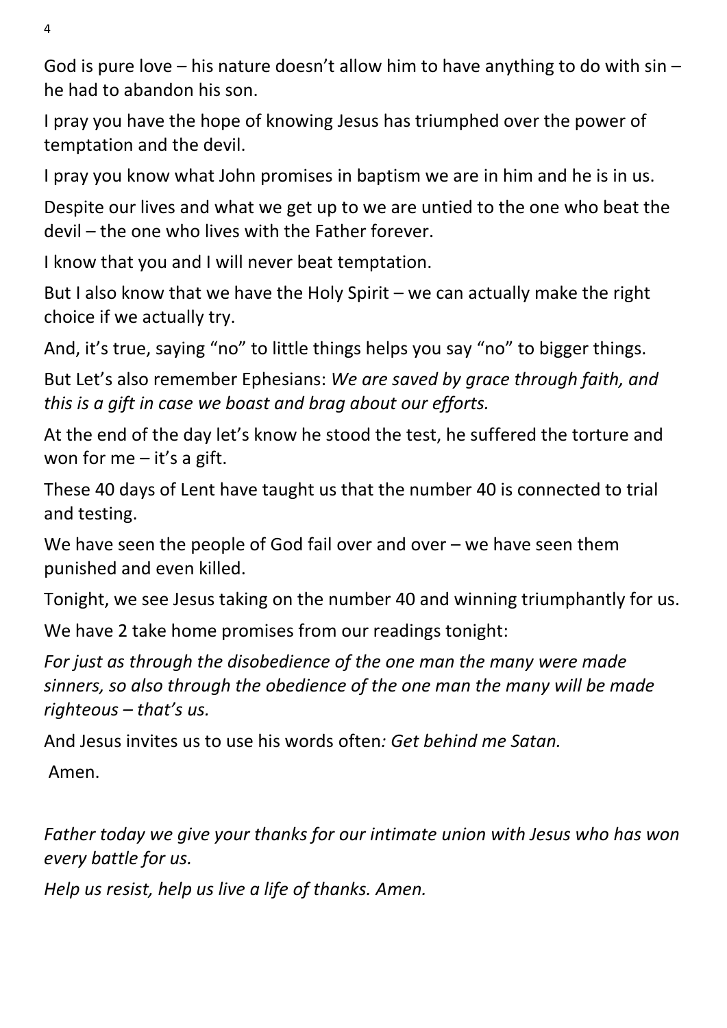God is pure love – his nature doesn't allow him to have anything to do with sin – he had to abandon his son.

I pray you have the hope of knowing Jesus has triumphed over the power of temptation and the devil.

I pray you know what John promises in baptism we are in him and he is in us.

Despite our lives and what we get up to we are untied to the one who beat the devil – the one who lives with the Father forever.

I know that you and I will never beat temptation.

But I also know that we have the Holy Spirit – we can actually make the right choice if we actually try.

And, it's true, saying "no" to little things helps you say "no" to bigger things.

But Let's also remember Ephesians: *We are saved by grace through faith, and this is a gift in case we boast and brag about our efforts.*

At the end of the day let's know he stood the test, he suffered the torture and won for me – it's a gift.

These 40 days of Lent have taught us that the number 40 is connected to trial and testing.

We have seen the people of God fail over and over – we have seen them punished and even killed.

Tonight, we see Jesus taking on the number 40 and winning triumphantly for us.

We have 2 take home promises from our readings tonight:

*For just as through the disobedience of the one man the many were made sinners, so also through the obedience of the one man the many will be made righteous – that's us.*

And Jesus invites us to use his words often*: Get behind me Satan.*

Amen.

*Father today we give your thanks for our intimate union with Jesus who has won every battle for us.*

*Help us resist, help us live a life of thanks. Amen.*